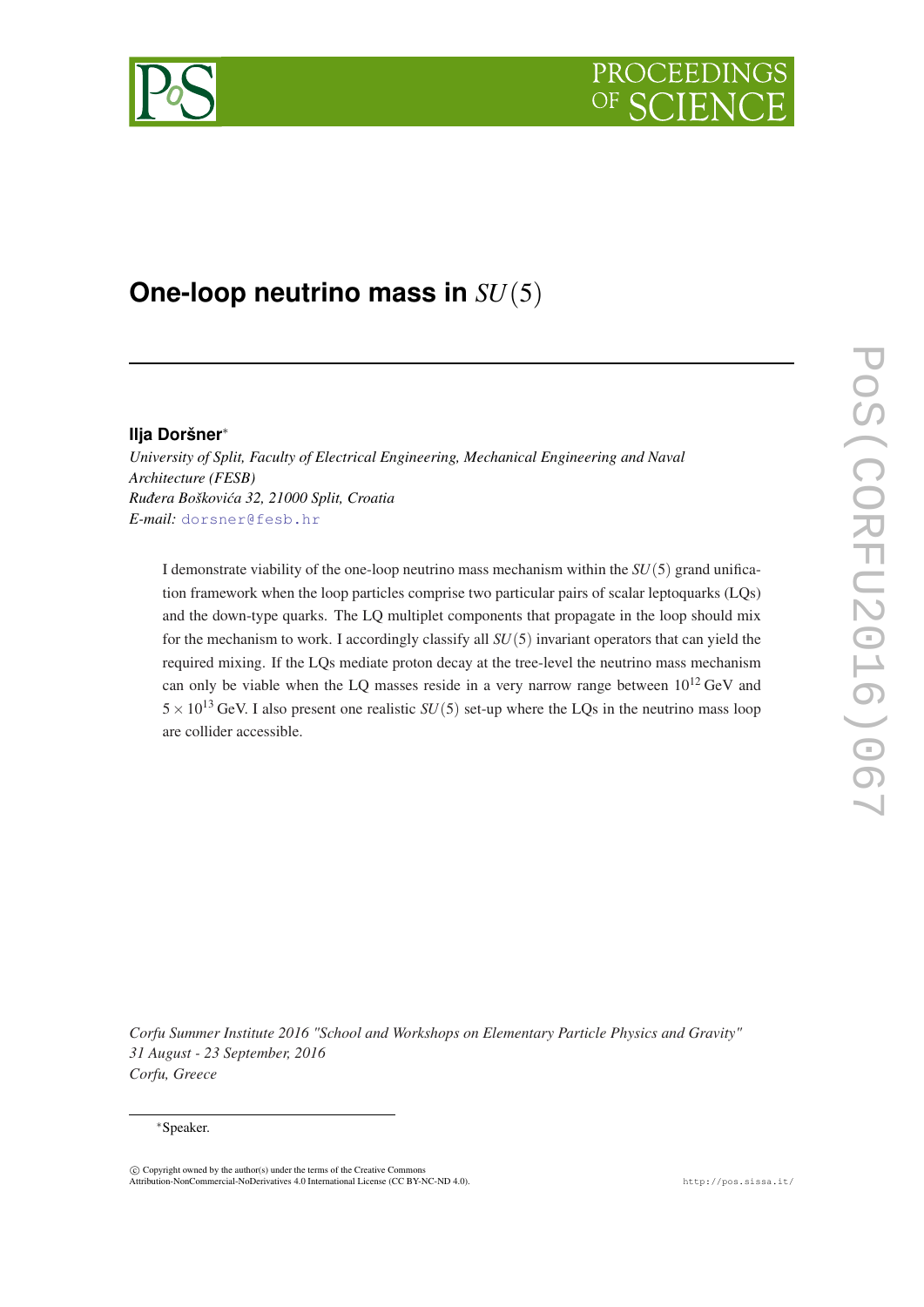# One-loop neutrino mass in $SU(5)$

**Ilja Doršner**[*]

*University of Split, Faculty of Electrical Engineering, Mechanical Engineering and Naval Architecture (FESB)*
*Ruđera Boškovića 32, 21000 Split, Croatia*
*E-mail:* dorsner@fesb.hr

I demonstrate viability of the one-loop neutrino mass mechanism within the $SU(5)$ grand unification framework when the loop particles comprise two particular pairs of scalar leptoquarks (LQs) and the down-type quarks. The LQ multiplet components that propagate in the loop should mix for the mechanism to work. I accordingly classify all $SU(5)$ invariant operators that can yield the required mixing. If the LQs mediate proton decay at the tree-level the neutrino mass mechanism can only be viable when the LQ masses reside in a very narrow range between $10^{12}$ GeV and $5 \times 10^{13}$ GeV. I also present one realistic $SU(5)$ set-up where the LQs in the neutrino mass loop are collider accessible.

*Corfu Summer Institute 2016 "School and Workshops on Elementary Particle Physics and Gravity"*
*31 August - 23 September, 2016*
*Corfu, Greece*

[*]Speaker.

© Copyright owned by the author(s) under the terms of the Creative Commons Attribution-NonCommercial-NoDerivatives 4.0 International License (CC BY-NC-ND 4.0).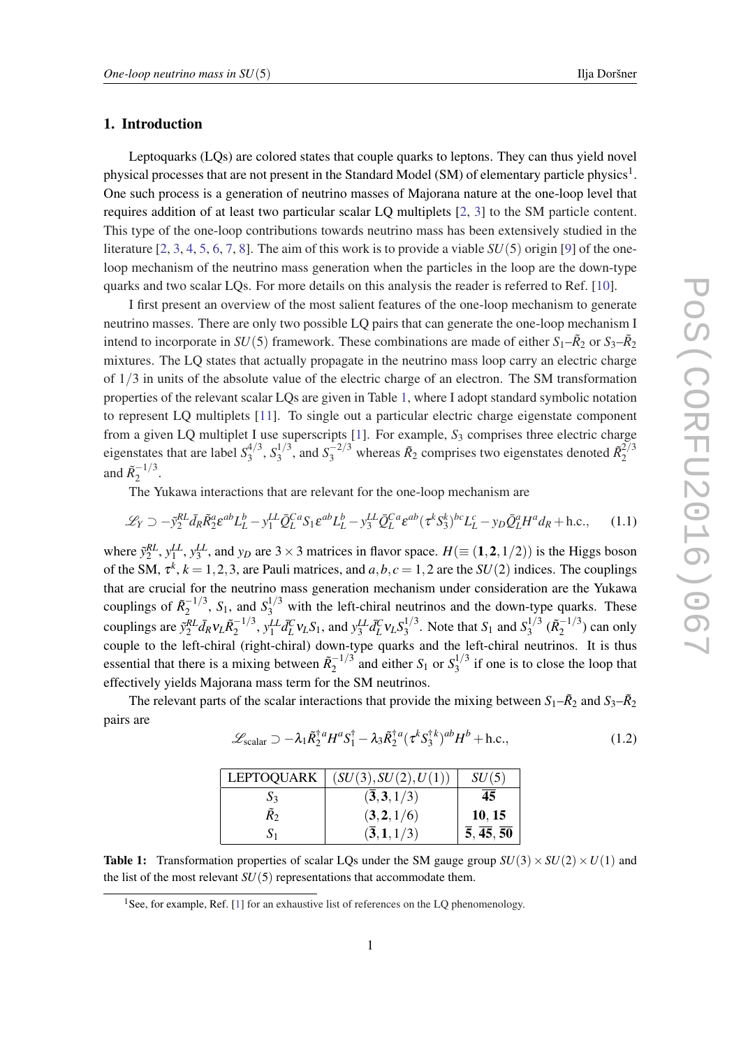## 1. Introduction

Leptoquarks (LQs) are colored states that couple quarks to leptons. They can thus yield novel physical processes that are not present in the Standard Model (SM) of elementary particle physics[1]. One such process is a generation of neutrino masses of Majorana nature at the one-loop level that requires addition of at least two particular scalar LQ multiplets [2, 3] to the SM particle content. This type of the one-loop contributions towards neutrino mass has been extensively studied in the literature [2, 3, 4, 5, 6, 7, 8]. The aim of this work is to provide a viable $SU(5)$ origin [9] of the one-loop mechanism of the neutrino mass generation when the particles in the loop are the down-type quarks and two scalar LQs. For more details on this analysis the reader is referred to Ref. [10].

I first present an overview of the most salient features of the one-loop mechanism to generate neutrino masses. There are only two possible LQ pairs that can generate the one-loop mechanism I intend to incorporate in $SU(5)$ framework. These combinations are made of either $S_1$–$\tilde{R}_2$ or $S_3$–$\tilde{R}_2$ mixtures. The LQ states that actually propagate in the neutrino mass loop carry an electric charge of $1/3$ in units of the absolute value of the electric charge of an electron. The SM transformation properties of the relevant scalar LQs are given in Table 1, where I adopt standard symbolic notation to represent LQ multiplets [11]. To single out a particular electric charge eigenstate component from a given LQ multiplet I use superscripts [1]. For example, $S_3$ comprises three electric charge eigenstates that are label $S_3^{4/3}$, $S_3^{1/3}$, and $S_3^{-2/3}$ whereas $\tilde{R}_2$ comprises two eigenstates denoted $\tilde{R}_2^{2/3}$ and $\tilde{R}_2^{-1/3}$.

The Yukawa interactions that are relevant for the one-loop mechanism are

$$\mathscr{L}_Y \supset -\tilde{y}_2^{RL}\bar{d}_R\tilde{R}_2^a\varepsilon^{ab}L_L^b - y_1^{LL}\bar{Q}_L^{C\,a}S_1\varepsilon^{ab}L_L^b - y_3^{LL}\bar{Q}_L^{C\,a}\varepsilon^{ab}(\tau^k S_3^k)^{bc}L_L^c - y_D\bar{Q}_L^a H^a d_R + \text{h.c.}, \tag{1.1}$$

where $\tilde{y}_2^{RL}$, $y_1^{LL}$, $y_3^{LL}$, and $y_D$ are $3\times 3$ matrices in flavor space. $H(\equiv(\mathbf{1},\mathbf{2},1/2))$ is the Higgs boson of the SM, $\tau^k$, $k=1,2,3$, are Pauli matrices, and $a,b,c=1,2$ are the $SU(2)$ indices. The couplings that are crucial for the neutrino mass generation mechanism under consideration are the Yukawa couplings of $\tilde{R}_2^{-1/3}$, $S_1$, and $S_3^{1/3}$ with the left-chiral neutrinos and the down-type quarks. These couplings are $\tilde{y}_2^{RL}\bar{d}_R\nu_L\tilde{R}_2^{-1/3}$, $y_1^{LL}\bar{d}_L^C\nu_L S_1$, and $y_3^{LL}\bar{d}_L^C\nu_L S_3^{1/3}$. Note that $S_1$ and $S_3^{1/3}$ ($\tilde{R}_2^{-1/3}$) can only couple to the left-chiral (right-chiral) down-type quarks and the left-chiral neutrinos. It is thus essential that there is a mixing between $\tilde{R}_2^{-1/3}$ and either $S_1$ or $S_3^{1/3}$ if one is to close the loop that effectively yields Majorana mass term for the SM neutrinos.

The relevant parts of the scalar interactions that provide the mixing between $S_1$–$\tilde{R}_2$ and $S_3$–$\tilde{R}_2$ pairs are

$$\mathscr{L}_\text{scalar} \supset -\lambda_1\tilde{R}_2^{\dagger\,a}H^a S_1^\dagger - \lambda_3\tilde{R}_2^{\dagger\,a}(\tau^k S_3^{\dagger\,k})^{ab}H^b + \text{h.c.}, \tag{1.2}$$

| LEPTOQUARK | $(SU(3), SU(2), U(1))$ | $SU(5)$ |
|---|---|---|
| $S_3$ | $(\overline{\mathbf{3}},\mathbf{3},1/3)$ | $\overline{\mathbf{45}}$ |
| $\tilde{R}_2$ | $(\mathbf{3},\mathbf{2},1/6)$ | $\mathbf{10}$, $\mathbf{15}$ |
| $S_1$ | $(\overline{\mathbf{3}},\mathbf{1},1/3)$ | $\overline{\mathbf{5}}$, $\overline{\mathbf{45}}$, $\overline{\mathbf{50}}$ |

**Table 1:** Transformation properties of scalar LQs under the SM gauge group $SU(3)\times SU(2)\times U(1)$ and the list of the most relevant $SU(5)$ representations that accommodate them.

[1] See, for example, Ref. [1] for an exhaustive list of references on the LQ phenomenology.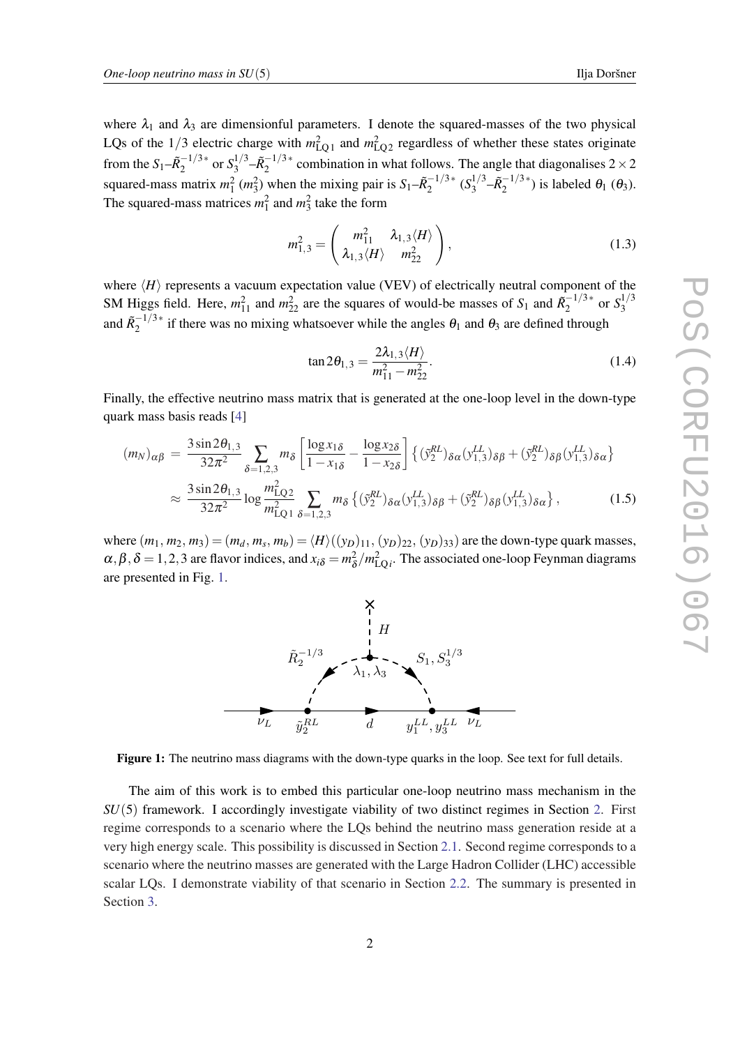where $\lambda_1$ and $\lambda_3$ are dimensionful parameters. I denote the squared-masses of the two physical LQs of the $1/3$ electric charge with $m^2_{\mathrm{LQ}1}$ and $m^2_{\mathrm{LQ}2}$ regardless of whether these states originate from the $S_1$–$\tilde{R}_2^{-1/3*}$ or $S_3^{1/3}$–$\tilde{R}_2^{-1/3*}$ combination in what follows. The angle that diagonalises $2\times 2$ squared-mass matrix $m^2_1$ ($m^2_3$) when the mixing pair is $S_1$–$\tilde{R}_2^{-1/3*}$ ($S_3^{1/3}$–$\tilde{R}_2^{-1/3*}$) is labeled $\theta_1$ ($\theta_3$). The squared-mass matrices $m^2_1$ and $m^2_3$ take the form

$$m^2_{1,3} = \begin{pmatrix} m^2_{11} & \lambda_{1,3}\langle H\rangle \\ \lambda_{1,3}\langle H\rangle & m^2_{22} \end{pmatrix}, \tag{1.3}$$

where $\langle H\rangle$ represents a vacuum expectation value (VEV) of electrically neutral component of the SM Higgs field. Here, $m^2_{11}$ and $m^2_{22}$ are the squares of would-be masses of $S_1$ and $\tilde{R}_2^{-1/3*}$ or $S_3^{1/3}$ and $\tilde{R}_2^{-1/3*}$ if there was no mixing whatsoever while the angles $\theta_1$ and $\theta_3$ are defined through

$$\tan 2\theta_{1,3} = \frac{2\lambda_{1,3}\langle H\rangle}{m^2_{11} - m^2_{22}}. \tag{1.4}$$

Finally, the effective neutrino mass matrix that is generated at the one-loop level in the down-type quark mass basis reads [4]

$$\begin{aligned}(m_N)_{\alpha\beta} &= \frac{3\sin 2\theta_{1,3}}{32\pi^2}\sum_{\delta=1,2,3} m_\delta \left[\frac{\log x_{1\delta}}{1-x_{1\delta}} - \frac{\log x_{2\delta}}{1-x_{2\delta}}\right]\left\{(\tilde{y}^{RL}_2)_{\delta\alpha}(y^{LL}_{1,3})_{\delta\beta} + (\tilde{y}^{RL}_2)_{\delta\beta}(y^{LL}_{1,3})_{\delta\alpha}\right\} \\ &\approx \frac{3\sin 2\theta_{1,3}}{32\pi^2}\log\frac{m^2_{\mathrm{LQ}2}}{m^2_{\mathrm{LQ}1}}\sum_{\delta=1,2,3} m_\delta \left\{(\tilde{y}^{RL}_2)_{\delta\alpha}(y^{LL}_{1,3})_{\delta\beta} + (\tilde{y}^{RL}_2)_{\delta\beta}(y^{LL}_{1,3})_{\delta\alpha}\right\},\end{aligned} \tag{1.5}$$

where $(m_1, m_2, m_3) = (m_d, m_s, m_b) = \langle H\rangle((y_D)_{11}, (y_D)_{22}, (y_D)_{33})$ are the down-type quark masses, $\alpha, \beta, \delta = 1,2,3$ are flavor indices, and $x_{i\delta} = m^2_\delta / m^2_{\mathrm{LQ}i}$. The associated one-loop Feynman diagrams are presented in Fig. 1.

**Figure 1:** The neutrino mass diagrams with the down-type quarks in the loop. See text for full details.

The aim of this work is to embed this particular one-loop neutrino mass mechanism in the $SU(5)$ framework. I accordingly investigate viability of two distinct regimes in Section 2. First regime corresponds to a scenario where the LQs behind the neutrino mass generation reside at a very high energy scale. This possibility is discussed in Section 2.1. Second regime corresponds to a scenario where the neutrino masses are generated with the Large Hadron Collider (LHC) accessible scalar LQs. I demonstrate viability of that scenario in Section 2.2. The summary is presented in Section 3.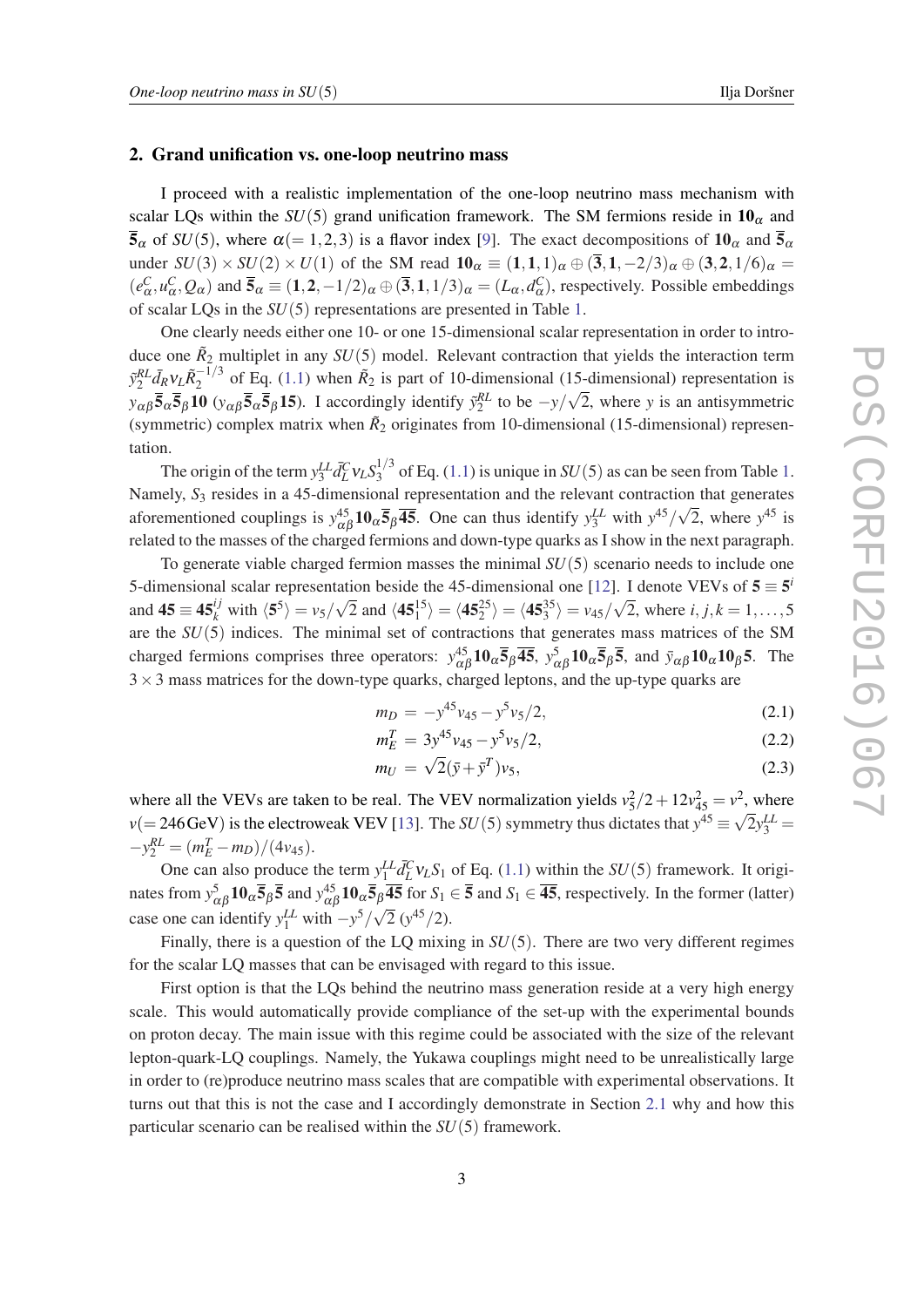## 2. Grand unification vs. one-loop neutrino mass

I proceed with a realistic implementation of the one-loop neutrino mass mechanism with scalar LQs within the $SU(5)$ grand unification framework. The SM fermions reside in $\mathbf{10}_\alpha$ and $\overline{\mathbf{5}}_\alpha$ of $SU(5)$, where $\alpha(=1,2,3)$ is a flavor index [9]. The exact decompositions of $\mathbf{10}_\alpha$ and $\overline{\mathbf{5}}_\alpha$ under $SU(3)\times SU(2)\times U(1)$ of the SM read $\mathbf{10}_\alpha \equiv (\mathbf{1},\mathbf{1},1)_\alpha \oplus (\overline{\mathbf{3}},\mathbf{1},-2/3)_\alpha \oplus (\mathbf{3},\mathbf{2},1/6)_\alpha = (e^C_\alpha, u^C_\alpha, Q_\alpha)$ and $\overline{\mathbf{5}}_\alpha \equiv (\mathbf{1},\mathbf{2},-1/2)_\alpha \oplus (\overline{\mathbf{3}},\mathbf{1},1/3)_\alpha = (L_\alpha, d^C_\alpha)$, respectively. Possible embeddings of scalar LQs in the $SU(5)$ representations are presented in Table 1.

One clearly needs either one 10- or one 15-dimensional scalar representation in order to introduce one $\tilde{R}_2$ multiplet in any $SU(5)$ model. Relevant contraction that yields the interaction term $\tilde{y}^{RL}_2 \bar{d}_R \nu_L \tilde{R}_2^{-1/3}$ of Eq. (1.1) when $\tilde{R}_2$ is part of 10-dimensional (15-dimensional) representation is $y_{\alpha\beta}\overline{\mathbf{5}}_\alpha\overline{\mathbf{5}}_\beta\mathbf{10}$ ($y_{\alpha\beta}\overline{\mathbf{5}}_\alpha\overline{\mathbf{5}}_\beta\mathbf{15}$). I accordingly identify $\tilde{y}^{RL}_2$ to be $-y/\sqrt{2}$, where $y$ is an antisymmetric (symmetric) complex matrix when $\tilde{R}_2$ originates from 10-dimensional (15-dimensional) representation.

The origin of the term $y^{LL}_3 \bar{d}^C_L \nu_L S_3^{1/3}$ of Eq. (1.1) is unique in $SU(5)$ as can be seen from Table 1. Namely, $S_3$ resides in a 45-dimensional representation and the relevant contraction that generates aforementioned couplings is $y^{45}_{\alpha\beta}\mathbf{10}_\alpha\overline{\mathbf{5}}_\beta\overline{\mathbf{45}}$. One can thus identify $y^{LL}_3$ with $y^{45}/\sqrt{2}$, where $y^{45}$ is related to the masses of the charged fermions and down-type quarks as I show in the next paragraph.

To generate viable charged fermion masses the minimal $SU(5)$ scenario needs to include one 5-dimensional scalar representation beside the 45-dimensional one [12]. I denote VEVs of $\mathbf{5}\equiv\mathbf{5}^i$ and $\mathbf{45}\equiv\mathbf{45}^{ij}_k$ with $\langle\mathbf{5}^5\rangle = v_5/\sqrt{2}$ and $\langle\mathbf{45}^{15}_1\rangle = \langle\mathbf{45}^{25}_2\rangle = \langle\mathbf{45}^{35}_3\rangle = v_{45}/\sqrt{2}$, where $i,j,k=1,\ldots,5$ are the $SU(5)$ indices. The minimal set of contractions that generates mass matrices of the SM charged fermions comprises three operators: $y^{45}_{\alpha\beta}\mathbf{10}_\alpha\overline{\mathbf{5}}_\beta\overline{\mathbf{45}}$, $y^{5}_{\alpha\beta}\mathbf{10}_\alpha\overline{\mathbf{5}}_\beta\overline{\mathbf{5}}$, and $\bar{y}_{\alpha\beta}\mathbf{10}_\alpha\mathbf{10}_\beta\mathbf{5}$. The $3\times 3$ mass matrices for the down-type quarks, charged leptons, and the up-type quarks are

$$m_D = -y^{45}v_{45} - y^5 v_5/2, \tag{2.1}$$

$$m_E^T = 3y^{45}v_{45} - y^5 v_5/2, \tag{2.2}$$

$$m_U = \sqrt{2}(\bar{y}+\bar{y}^T)v_5, \tag{2.3}$$

where all the VEVs are taken to be real. The VEV normalization yields $v_5^2/2 + 12v_{45}^2 = v^2$, where $v(=246\,\mathrm{GeV})$ is the electroweak VEV [13]. The $SU(5)$ symmetry thus dictates that $y^{45}\equiv\sqrt{2}y^{LL}_3 = -\tilde{y}^{RL}_2 = (m_E^T - m_D)/(4v_{45})$.

One can also produce the term $y^{LL}_1 \bar{d}^C_L \nu_L S_1$ of Eq. (1.1) within the $SU(5)$ framework. It originates from $y^5_{\alpha\beta}\mathbf{10}_\alpha\overline{\mathbf{5}}_\beta\overline{\mathbf{5}}$ and $y^{45}_{\alpha\beta}\mathbf{10}_\alpha\overline{\mathbf{5}}_\beta\overline{\mathbf{45}}$ for $S_1\in\overline{\mathbf{5}}$ and $S_1\in\overline{\mathbf{45}}$, respectively. In the former (latter) case one can identify $y^{LL}_1$ with $-y^5/\sqrt{2}$ ($y^{45}/2$).

Finally, there is a question of the LQ mixing in $SU(5)$. There are two very different regimes for the scalar LQ masses that can be envisaged with regard to this issue.

First option is that the LQs behind the neutrino mass generation reside at a very high energy scale. This would automatically provide compliance of the set-up with the experimental bounds on proton decay. The main issue with this regime could be associated with the size of the relevant lepton-quark-LQ couplings. Namely, the Yukawa couplings might need to be unrealistically large in order to (re)produce neutrino mass scales that are compatible with experimental observations. It turns out that this is not the case and I accordingly demonstrate in Section 2.1 why and how this particular scenario can be realised within the $SU(5)$ framework.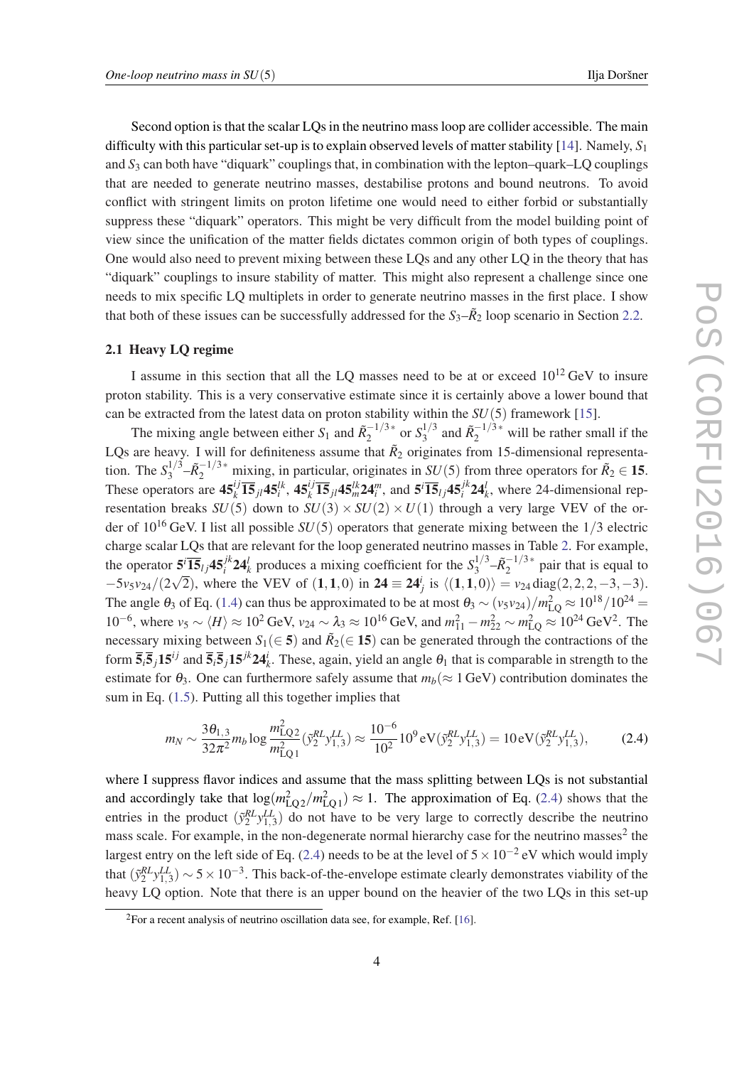Second option is that the scalar LQs in the neutrino mass loop are collider accessible. The main difficulty with this particular set-up is to explain observed levels of matter stability [14]. Namely, $S_1$ and $S_3$ can both have "diquark" couplings that, in combination with the lepton–quark–LQ couplings that are needed to generate neutrino masses, destabilise protons and bound neutrons. To avoid conflict with stringent limits on proton lifetime one would need to either forbid or substantially suppress these "diquark" operators. This might be very difficult from the model building point of view since the unification of the matter fields dictates common origin of both types of couplings. One would also need to prevent mixing between these LQs and any other LQ in the theory that has "diquark" couplings to insure stability of matter. This might also represent a challenge since one needs to mix specific LQ multiplets in order to generate neutrino masses in the first place. I show that both of these issues can be successfully addressed for the $S_3$–$\tilde{R}_2$ loop scenario in Section 2.2.

### 2.1 Heavy LQ regime

I assume in this section that all the LQ masses need to be at or exceed $10^{12}$ GeV to insure proton stability. This is a very conservative estimate since it is certainly above a lower bound that can be extracted from the latest data on proton stability within the $SU(5)$ framework [15].

The mixing angle between either $S_1$ and $\tilde{R}_2^{-1/3*}$ or $S_3^{1/3}$ and $\tilde{R}_2^{-1/3*}$ will be rather small if the LQs are heavy. I will for definiteness assume that $\tilde{R}_2$ originates from 15-dimensional representation. The $S_3^{1/3}$–$\tilde{R}_2^{-1/3*}$ mixing, in particular, originates in $SU(5)$ from three operators for $\tilde{R}_2 \in \mathbf{15}$. These operators are $\mathbf{45}_k^{ij}\overline{\mathbf{15}}_{jl}\mathbf{45}_i^{lk}$, $\mathbf{45}_k^{ij}\overline{\mathbf{15}}_{jl}\mathbf{45}_m^{lk}\mathbf{24}_i^m$, and $\mathbf{5}^i\overline{\mathbf{15}}_{lj}\mathbf{45}_i^{jk}\mathbf{24}_k^l$, where 24-dimensional representation breaks $SU(5)$ down to $SU(3)\times SU(2)\times U(1)$ through a very large VEV of the order of $10^{16}$ GeV. I list all possible $SU(5)$ operators that generate mixing between the $1/3$ electric charge scalar LQs that are relevant for the loop generated neutrino masses in Table 2. For example, the operator $\mathbf{5}^i\overline{\mathbf{15}}_{lj}\mathbf{45}_i^{jk}\mathbf{24}_k^l$ produces a mixing coefficient for the $S_3^{1/3}$–$\tilde{R}_2^{-1/3*}$ pair that is equal to $-5v_5v_{24}/(2\sqrt{2})$, where the VEV of $(\mathbf{1},\mathbf{1},0)$ in $\mathbf{24}\equiv\mathbf{24}_j^i$ is $\langle(\mathbf{1},\mathbf{1},0)\rangle = v_{24}\,\mathrm{diag}(2,2,2,-3,-3)$. The angle $\theta_3$ of Eq. (1.4) can thus be approximated to be at most $\theta_3 \sim (v_5v_{24})/m_{\mathrm{LQ}}^2 \approx 10^{18}/10^{24} = 10^{-6}$, where $v_5 \sim \langle H\rangle \approx 10^2$ GeV, $v_{24}\sim\lambda_3\approx 10^{16}$ GeV, and $m_{11}^2 - m_{22}^2 \sim m_{\mathrm{LQ}}^2 \approx 10^{24}\,\mathrm{GeV}^2$. The necessary mixing between $S_1(\in \mathbf{5})$ and $\tilde{R}_2(\in \mathbf{15})$ can be generated through the contractions of the form $\overline{\mathbf{5}}_i\overline{\mathbf{5}}_j\mathbf{15}^{ij}$ and $\overline{\mathbf{5}}_i\overline{\mathbf{5}}_j\mathbf{15}^{jk}\mathbf{24}_k^i$. These, again, yield an angle $\theta_1$ that is comparable in strength to the estimate for $\theta_3$. One can furthermore safely assume that $m_b(\approx 1\,\mathrm{GeV})$ contribution dominates the sum in Eq. (1.5). Putting all this together implies that

$$m_N \sim \frac{3\theta_{1,3}}{32\pi^2} m_b \log\frac{m_{\mathrm{LQ}2}^2}{m_{\mathrm{LQ}1}^2}(\tilde{y}_2^{RL}y_{1,3}^{LL}) \approx \frac{10^{-6}}{10^2}10^9\,\mathrm{eV}(\tilde{y}_2^{RL}y_{1,3}^{LL}) = 10\,\mathrm{eV}(\tilde{y}_2^{RL}y_{1,3}^{LL}), \tag{2.4}$$

where I suppress flavor indices and assume that the mass splitting between LQs is not substantial and accordingly take that $\log(m_{\mathrm{LQ}2}^2/m_{\mathrm{LQ}1}^2)\approx 1$. The approximation of Eq. (2.4) shows that the entries in the product $(\tilde{y}_2^{RL}y_{1,3}^{LL})$ do not have to be very large to correctly describe the neutrino mass scale. For example, in the non-degenerate normal hierarchy case for the neutrino masses[2] the largest entry on the left side of Eq. (2.4) needs to be at the level of $5\times10^{-2}$ eV which would imply that $(\tilde{y}_2^{RL}y_{1,3}^{LL})\sim 5\times10^{-3}$. This back-of-the-envelope estimate clearly demonstrates viability of the heavy LQ option. Note that there is an upper bound on the heavier of the two LQs in this set-up

[2] For a recent analysis of neutrino oscillation data see, for example, Ref. [16].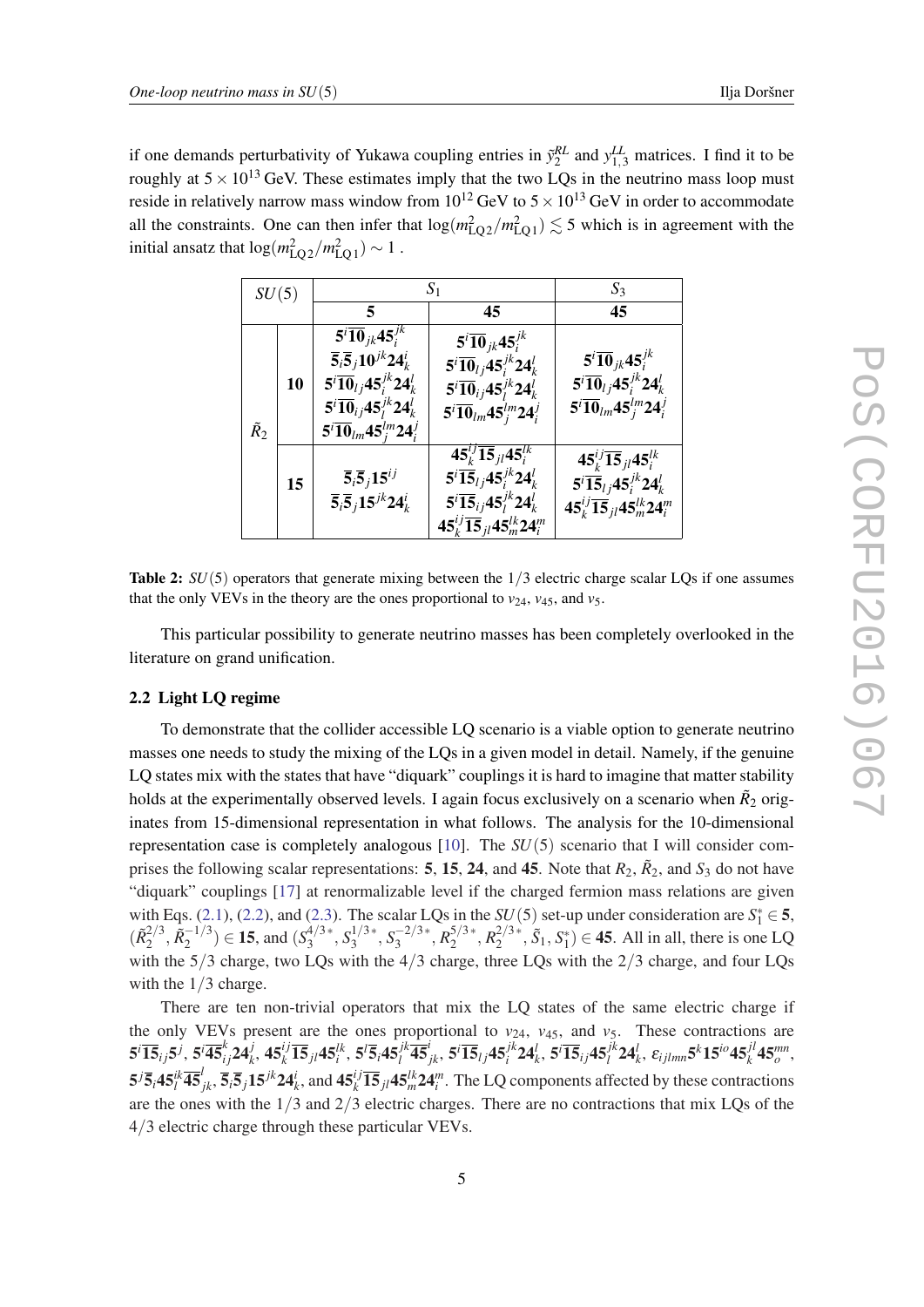if one demands perturbativity of Yukawa coupling entries in $\tilde{y}_2^{RL}$ and $y_{1,3}^{LL}$ matrices. I find it to be roughly at $5 \times 10^{13}$ GeV. These estimates imply that the two LQs in the neutrino mass loop must reside in relatively narrow mass window from $10^{12}$ GeV to $5 \times 10^{13}$ GeV in order to accommodate all the constraints. One can then infer that $\log(m_{\mathrm{LQ}2}^2/m_{\mathrm{LQ}1}^2) \lesssim 5$ which is in agreement with the initial ansatz that $\log(m_{\mathrm{LQ}2}^2/m_{\mathrm{LQ}1}^2) \sim 1$ .

| $SU(5)$ | | $S_1$ | | $S_3$ |
|---|---|---|---|---|
| | | $\mathbf{5}$ | $\mathbf{45}$ | $\mathbf{45}$ |
| $\tilde{R}_2$ | $\mathbf{10}$ | $\mathbf{5}^i\overline{\mathbf{10}}_{jk}\mathbf{45}_i^{jk}$ <br> $\overline{\mathbf{5}}_i\overline{\mathbf{5}}_j\mathbf{10}^{jk}\mathbf{24}_k^i$ <br> $\mathbf{5}^i\overline{\mathbf{10}}_{lj}\mathbf{45}_i^{jk}\mathbf{24}_k^l$ <br> $\mathbf{5}^i\overline{\mathbf{10}}_{ij}\mathbf{45}_l^{jk}\mathbf{24}_k^l$ <br> $\mathbf{5}^i\overline{\mathbf{10}}_{lm}\mathbf{45}_j^{lm}\mathbf{24}_i^j$ | $\mathbf{5}^i\overline{\mathbf{10}}_{jk}\mathbf{45}_i^{jk}$ <br> $\mathbf{5}^i\overline{\mathbf{10}}_{lj}\mathbf{45}_i^{jk}\mathbf{24}_k^l$ <br> $\mathbf{5}^i\overline{\mathbf{10}}_{ij}\mathbf{45}_l^{jk}\mathbf{24}_k^l$ <br> $\mathbf{5}^i\overline{\mathbf{10}}_{lm}\mathbf{45}_j^{lm}\mathbf{24}_i^j$ | $\mathbf{5}^i\overline{\mathbf{10}}_{jk}\mathbf{45}_i^{jk}$ <br> $\mathbf{5}^i\overline{\mathbf{10}}_{lj}\mathbf{45}_i^{jk}\mathbf{24}_k^l$ <br> $\mathbf{5}^i\overline{\mathbf{10}}_{lm}\mathbf{45}_j^{lm}\mathbf{24}_i^j$ |
| | $\mathbf{15}$ | $\overline{\mathbf{5}}_i\overline{\mathbf{5}}_j\mathbf{15}^{ij}$ <br> $\overline{\mathbf{5}}_i\overline{\mathbf{5}}_j\mathbf{15}^{jk}\mathbf{24}_k^i$ | $\mathbf{45}_k^{ij}\overline{\mathbf{15}}_{jl}\mathbf{45}_i^{lk}$ <br> $\mathbf{5}^i\overline{\mathbf{15}}_{lj}\mathbf{45}_i^{jk}\mathbf{24}_k^l$ <br> $\mathbf{5}^i\overline{\mathbf{15}}_{ij}\mathbf{45}_l^{jk}\mathbf{24}_k^l$ <br> $\mathbf{45}_k^{ij}\overline{\mathbf{15}}_{jl}\mathbf{45}_m^{lk}\mathbf{24}_i^m$ | $\mathbf{45}_k^{ij}\overline{\mathbf{15}}_{jl}\mathbf{45}_i^{lk}$ <br> $\mathbf{5}^i\overline{\mathbf{15}}_{lj}\mathbf{45}_i^{jk}\mathbf{24}_k^l$ <br> $\mathbf{45}_k^{ij}\overline{\mathbf{15}}_{jl}\mathbf{45}_m^{lk}\mathbf{24}_i^m$ |

**Table 2:** $SU(5)$ operators that generate mixing between the $1/3$ electric charge scalar LQs if one assumes that the only VEVs in the theory are the ones proportional to $v_{24}$, $v_{45}$, and $v_5$.

This particular possibility to generate neutrino masses has been completely overlooked in the literature on grand unification.

### 2.2 Light LQ regime

To demonstrate that the collider accessible LQ scenario is a viable option to generate neutrino masses one needs to study the mixing of the LQs in a given model in detail. Namely, if the genuine LQ states mix with the states that have "diquark" couplings it is hard to imagine that matter stability holds at the experimentally observed levels. I again focus exclusively on a scenario when $\tilde{R}_2$ originates from 15-dimensional representation in what follows. The analysis for the 10-dimensional representation case is completely analogous [10]. The $SU(5)$ scenario that I will consider comprises the following scalar representations: $\mathbf{5}$, $\mathbf{15}$, $\mathbf{24}$, and $\mathbf{45}$. Note that $R_2$, $\tilde{R}_2$, and $S_3$ do not have "diquark" couplings [17] at renormalizable level if the charged fermion mass relations are given with Eqs. (2.1), (2.2), and (2.3). The scalar LQs in the $SU(5)$ set-up under consideration are $S_1^* \in \mathbf{5}$, $(\tilde{R}_2^{2/3}, \tilde{R}_2^{-1/3}) \in \mathbf{15}$, and $(S_3^{4/3*}, S_3^{1/3*}, S_3^{-2/3*}, R_2^{5/3*}, R_2^{2/3*}, \tilde{S}_1, S_1^*) \in \mathbf{45}$. All in all, there is one LQ with the $5/3$ charge, two LQs with the $4/3$ charge, three LQs with the $2/3$ charge, and four LQs with the $1/3$ charge.

There are ten non-trivial operators that mix the LQ states of the same electric charge if the only VEVs present are the ones proportional to $v_{24}$, $v_{45}$, and $v_5$. These contractions are $\mathbf{5}^i\overline{\mathbf{15}}_{ij}\mathbf{5}^j$, $\mathbf{5}^i\overline{\mathbf{45}}_{ij}^k\mathbf{24}_k^j$, $\mathbf{45}_k^{ij}\overline{\mathbf{15}}_{jl}\mathbf{45}_i^{lk}$, $\mathbf{5}^i\overline{\mathbf{5}}_i\mathbf{45}_l^{jk}\overline{\mathbf{45}}_{jk}^l$, $\mathbf{5}^i\overline{\mathbf{15}}_{lj}\mathbf{45}_i^{jk}\mathbf{24}_k^l$, $\mathbf{5}^i\overline{\mathbf{15}}_{ij}\mathbf{45}_l^{jk}\mathbf{24}_k^l$, $\varepsilon_{ijlmn}\mathbf{5}^k\mathbf{15}^{io}\mathbf{45}_k^{jl}\mathbf{45}_o^{mn}$, $\mathbf{5}^j\overline{\mathbf{5}}_i\mathbf{45}_l^{ik}\overline{\mathbf{45}}_{jk}^l$, $\overline{\mathbf{5}}_i\overline{\mathbf{5}}_j\mathbf{15}^{jk}\mathbf{24}_k^i$, and $\mathbf{45}_k^{ij}\overline{\mathbf{15}}_{jl}\mathbf{45}_m^{lk}\mathbf{24}_i^m$. The LQ components affected by these contractions are the ones with the $1/3$ and $2/3$ electric charges. There are no contractions that mix LQs of the $4/3$ electric charge through these particular VEVs.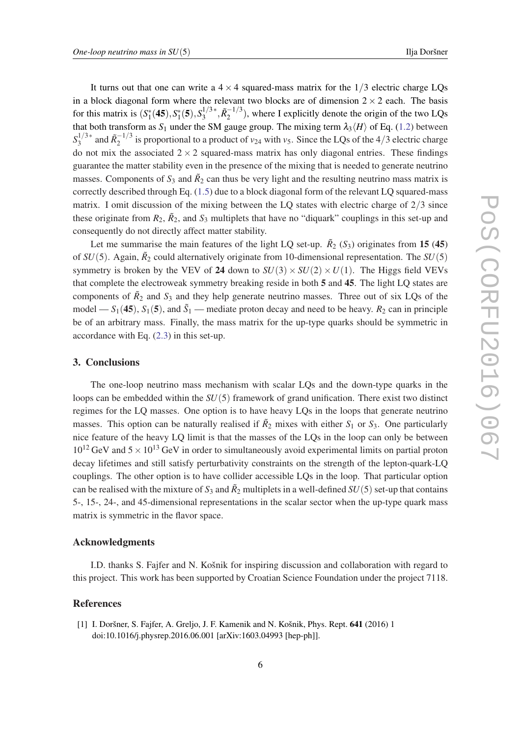It turns out that one can write a $4 \times 4$ squared-mass matrix for the $1/3$ electric charge LQs in a block diagonal form where the relevant two blocks are of dimension $2 \times 2$ each. The basis for this matrix is $(S_1^*(\mathbf{45}), S_1^*(\mathbf{5}), S_3^{1/3*}, \tilde{R}_2^{-1/3})$, where I explicitly denote the origin of the two LQs that both transform as $S_1$ under the SM gauge group. The mixing term $\lambda_3 \langle H \rangle$ of Eq. (1.2) between $S_3^{1/3*}$ and $\tilde{R}_2^{-1/3}$ is proportional to a product of $v_{24}$ with $v_5$. Since the LQs of the $4/3$ electric charge do not mix the associated $2 \times 2$ squared-mass matrix has only diagonal entries. These findings guarantee the matter stability even in the presence of the mixing that is needed to generate neutrino masses. Components of $S_3$ and $\tilde{R}_2$ can thus be very light and the resulting neutrino mass matrix is correctly described through Eq. (1.5) due to a block diagonal form of the relevant LQ squared-mass matrix. I omit discussion of the mixing between the LQ states with electric charge of $2/3$ since these originate from $R_2$, $\tilde{R}_2$, and $S_3$ multiplets that have no "diquark" couplings in this set-up and consequently do not directly affect matter stability.

Let me summarise the main features of the light LQ set-up. $\tilde{R}_2$ ($S_3$) originates from **15** (**45**) of $SU(5)$. Again, $\tilde{R}_2$ could alternatively originate from 10-dimensional representation. The $SU(5)$ symmetry is broken by the VEV of **24** down to $SU(3) \times SU(2) \times U(1)$. The Higgs field VEVs that complete the electroweak symmetry breaking reside in both **5** and **45**. The light LQ states are components of $\tilde{R}_2$ and $S_3$ and they help generate neutrino masses. Three out of six LQs of the model — $S_1(\mathbf{45})$, $S_1(\mathbf{5})$, and $\tilde{S}_1$ — mediate proton decay and need to be heavy. $R_2$ can in principle be of an arbitrary mass. Finally, the mass matrix for the up-type quarks should be symmetric in accordance with Eq. (2.3) in this set-up.

## 3. Conclusions

The one-loop neutrino mass mechanism with scalar LQs and the down-type quarks in the loops can be embedded within the $SU(5)$ framework of grand unification. There exist two distinct regimes for the LQ masses. One option is to have heavy LQs in the loops that generate neutrino masses. This option can be naturally realised if $\tilde{R}_2$ mixes with either $S_1$ or $S_3$. One particularly nice feature of the heavy LQ limit is that the masses of the LQs in the loop can only be between $10^{12}$ GeV and $5 \times 10^{13}$ GeV in order to simultaneously avoid experimental limits on partial proton decay lifetimes and still satisfy perturbativity constraints on the strength of the lepton-quark-LQ couplings. The other option is to have collider accessible LQs in the loop. That particular option can be realised with the mixture of $S_3$ and $\tilde{R}_2$ multiplets in a well-defined $SU(5)$ set-up that contains 5-, 15-, 24-, and 45-dimensional representations in the scalar sector when the up-type quark mass matrix is symmetric in the flavor space.

## Acknowledgments

I.D. thanks S. Fajfer and N. Košnik for inspiring discussion and collaboration with regard to this project. This work has been supported by Croatian Science Foundation under the project 7118.

## References

[1] I. Doršner, S. Fajfer, A. Greljo, J. F. Kamenik and N. Košnik, Phys. Rept. **641** (2016) 1 doi:10.1016/j.physrep.2016.06.001 [arXiv:1603.04993 [hep-ph]].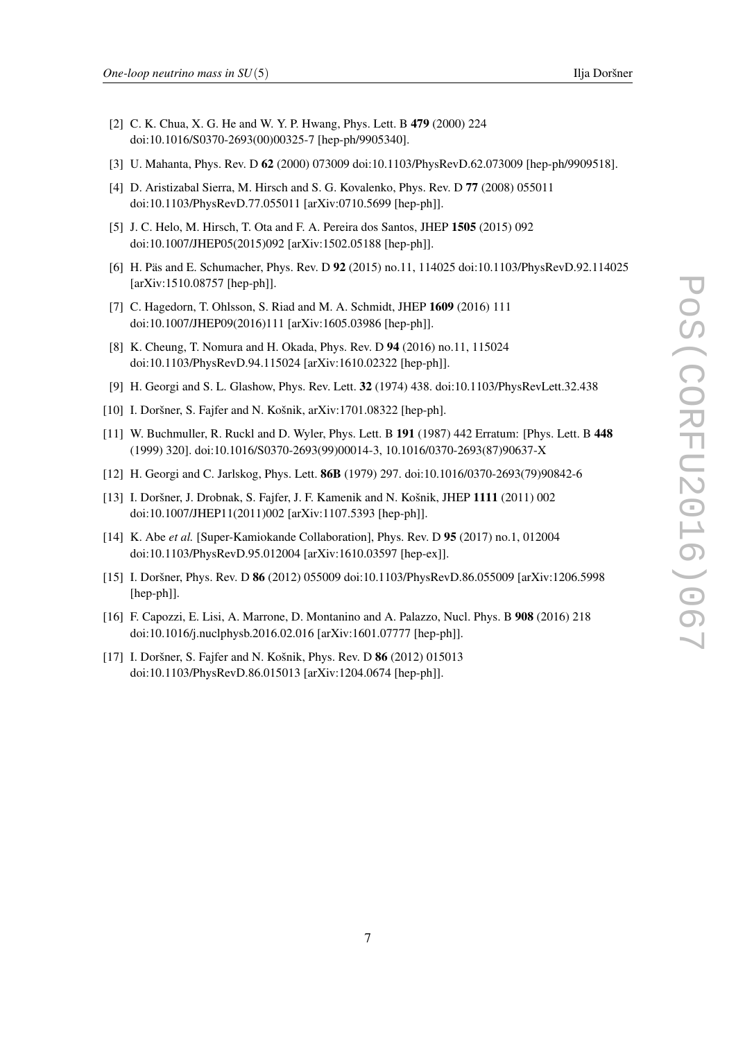[2] C. K. Chua, X. G. He and W. Y. P. Hwang, Phys. Lett. B **479** (2000) 224 doi:10.1016/S0370-2693(00)00325-7 [hep-ph/9905340].

[3] U. Mahanta, Phys. Rev. D **62** (2000) 073009 doi:10.1103/PhysRevD.62.073009 [hep-ph/9909518].

[4] D. Aristizabal Sierra, M. Hirsch and S. G. Kovalenko, Phys. Rev. D **77** (2008) 055011 doi:10.1103/PhysRevD.77.055011 [arXiv:0710.5699 [hep-ph]].

[5] J. C. Helo, M. Hirsch, T. Ota and F. A. Pereira dos Santos, JHEP **1505** (2015) 092 doi:10.1007/JHEP05(2015)092 [arXiv:1502.05188 [hep-ph]].

[6] H. Päs and E. Schumacher, Phys. Rev. D **92** (2015) no.11, 114025 doi:10.1103/PhysRevD.92.114025 [arXiv:1510.08757 [hep-ph]].

[7] C. Hagedorn, T. Ohlsson, S. Riad and M. A. Schmidt, JHEP **1609** (2016) 111 doi:10.1007/JHEP09(2016)111 [arXiv:1605.03986 [hep-ph]].

[8] K. Cheung, T. Nomura and H. Okada, Phys. Rev. D **94** (2016) no.11, 115024 doi:10.1103/PhysRevD.94.115024 [arXiv:1610.02322 [hep-ph]].

[9] H. Georgi and S. L. Glashow, Phys. Rev. Lett. **32** (1974) 438. doi:10.1103/PhysRevLett.32.438

[10] I. Doršner, S. Fajfer and N. Košnik, arXiv:1701.08322 [hep-ph].

[11] W. Buchmuller, R. Ruckl and D. Wyler, Phys. Lett. B **191** (1987) 442 Erratum: [Phys. Lett. B **448** (1999) 320]. doi:10.1016/S0370-2693(99)00014-3, 10.1016/0370-2693(87)90637-X

[12] H. Georgi and C. Jarlskog, Phys. Lett. **86B** (1979) 297. doi:10.1016/0370-2693(79)90842-6

[13] I. Doršner, J. Drobnak, S. Fajfer, J. F. Kamenik and N. Košnik, JHEP **1111** (2011) 002 doi:10.1007/JHEP11(2011)002 [arXiv:1107.5393 [hep-ph]].

[14] K. Abe *et al.* [Super-Kamiokande Collaboration], Phys. Rev. D **95** (2017) no.1, 012004 doi:10.1103/PhysRevD.95.012004 [arXiv:1610.03597 [hep-ex]].

[15] I. Doršner, Phys. Rev. D **86** (2012) 055009 doi:10.1103/PhysRevD.86.055009 [arXiv:1206.5998 [hep-ph]].

[16] F. Capozzi, E. Lisi, A. Marrone, D. Montanino and A. Palazzo, Nucl. Phys. B **908** (2016) 218 doi:10.1016/j.nuclphysb.2016.02.016 [arXiv:1601.07777 [hep-ph]].

[17] I. Doršner, S. Fajfer and N. Košnik, Phys. Rev. D **86** (2012) 015013 doi:10.1103/PhysRevD.86.015013 [arXiv:1204.0674 [hep-ph]].